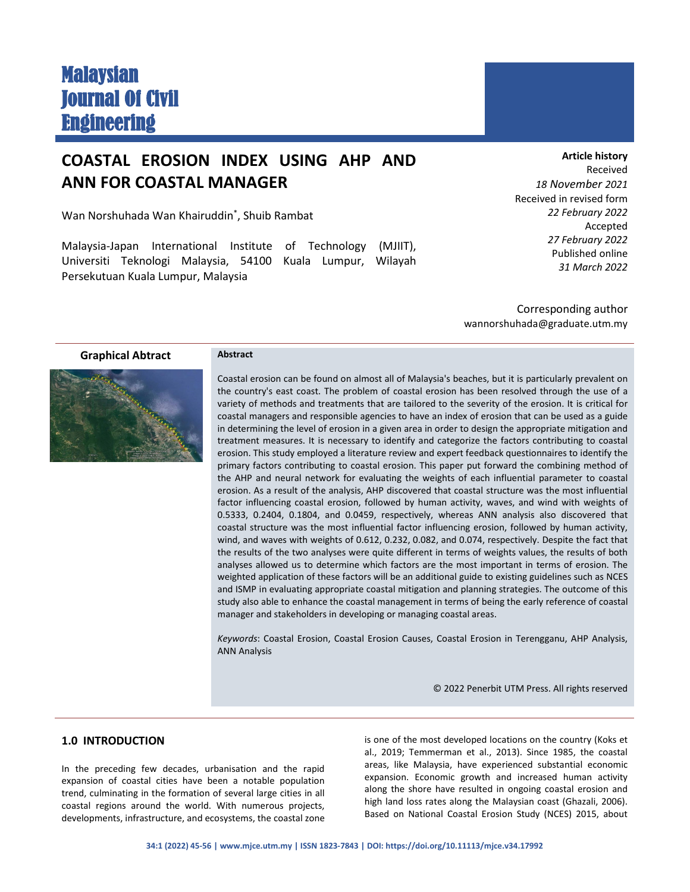# COASTAL EROSION INDEX USING AHP AND ANN FOR COASTAL MANAGER

Wan Norshuhada Wan Khairuddin*, Shuib Rambat

Malaysia-Japan International Institute of Technology (MJIIT), Universiti Teknologi Malaysia, 54100 Kuala Lumpur, Wilayah Persekutuan Kuala Lumpur, Malaysia

**Article history**

Received
*18 November 2021*
Received in revised form
*22 February 2022*
Accepted
*27 February 2022*
Published online
*31 March 2022*

Corresponding author
wannorshuhada@graduate.utm.my

**Graphical Abtract**

**Abstract**

Coastal erosion can be found on almost all of Malaysia's beaches, but it is particularly prevalent on the country's east coast. The problem of coastal erosion has been resolved through the use of a variety of methods and treatments that are tailored to the severity of the erosion. It is critical for coastal managers and responsible agencies to have an index of erosion that can be used as a guide in determining the level of erosion in a given area in order to design the appropriate mitigation and treatment measures. It is necessary to identify and categorize the factors contributing to coastal erosion. This study employed a literature review and expert feedback questionnaires to identify the primary factors contributing to coastal erosion. This paper put forward the combining method of the AHP and neural network for evaluating the weights of each influential parameter to coastal erosion. As a result of the analysis, AHP discovered that coastal structure was the most influential factor influencing coastal erosion, followed by human activity, waves, and wind with weights of 0.5333, 0.2404, 0.1804, and 0.0459, respectively, whereas ANN analysis also discovered that coastal structure was the most influential factor influencing erosion, followed by human activity, wind, and waves with weights of 0.612, 0.232, 0.082, and 0.074, respectively. Despite the fact that the results of the two analyses were quite different in terms of weights values, the results of both analyses allowed us to determine which factors are the most important in terms of erosion. The weighted application of these factors will be an additional guide to existing guidelines such as NCES and ISMP in evaluating appropriate coastal mitigation and planning strategies. The outcome of this study also able to enhance the coastal management in terms of being the early reference of coastal manager and stakeholders in developing or managing coastal areas.

*Keywords*: Coastal Erosion, Coastal Erosion Causes, Coastal Erosion in Terengganu, AHP Analysis, ANN Analysis

© 2022 Penerbit UTM Press. All rights reserved

## 1.0 INTRODUCTION

In the preceding few decades, urbanisation and the rapid expansion of coastal cities have been a notable population trend, culminating in the formation of several large cities in all coastal regions around the world. With numerous projects, developments, infrastructure, and ecosystems, the coastal zone is one of the most developed locations on the country (Koks et al., 2019; Temmerman et al., 2013). Since 1985, the coastal areas, like Malaysia, have experienced substantial economic expansion. Economic growth and increased human activity along the shore have resulted in ongoing coastal erosion and high land loss rates along the Malaysian coast (Ghazali, 2006). Based on National Coastal Erosion Study (NCES) 2015, about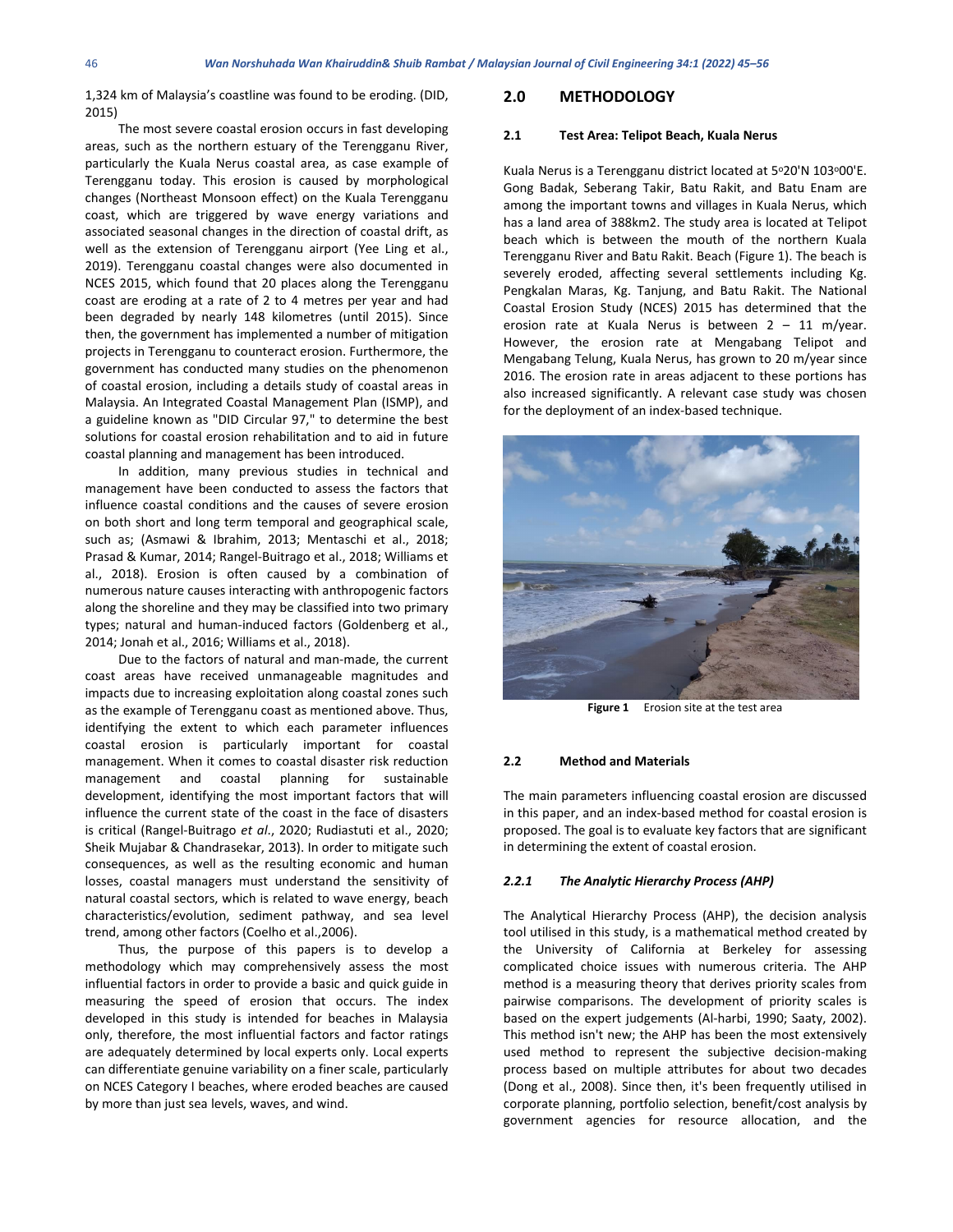1,324 km of Malaysia's coastline was found to be eroding. (DID, 2015)

The most severe coastal erosion occurs in fast developing areas, such as the northern estuary of the Terengganu River, particularly the Kuala Nerus coastal area, as case example of Terengganu today. This erosion is caused by morphological changes (Northeast Monsoon effect) on the Kuala Terengganu coast, which are triggered by wave energy variations and associated seasonal changes in the direction of coastal drift, as well as the extension of Terengganu airport (Yee Ling et al., 2019). Terengganu coastal changes were also documented in NCES 2015, which found that 20 places along the Terengganu coast are eroding at a rate of 2 to 4 metres per year and had been degraded by nearly 148 kilometres (until 2015). Since then, the government has implemented a number of mitigation projects in Terengganu to counteract erosion. Furthermore, the government has conducted many studies on the phenomenon of coastal erosion, including a details study of coastal areas in Malaysia. An Integrated Coastal Management Plan (ISMP), and a guideline known as "DID Circular 97," to determine the best solutions for coastal erosion rehabilitation and to aid in future coastal planning and management has been introduced.

In addition, many previous studies in technical and management have been conducted to assess the factors that influence coastal conditions and the causes of severe erosion on both short and long term temporal and geographical scale, such as; (Asmawi & Ibrahim, 2013; Mentaschi et al., 2018; Prasad & Kumar, 2014; Rangel-Buitrago et al., 2018; Williams et al., 2018). Erosion is often caused by a combination of numerous nature causes interacting with anthropogenic factors along the shoreline and they may be classified into two primary types; natural and human-induced factors (Goldenberg et al., 2014; Jonah et al., 2016; Williams et al., 2018).

Due to the factors of natural and man-made, the current coast areas have received unmanageable magnitudes and impacts due to increasing exploitation along coastal zones such as the example of Terengganu coast as mentioned above. Thus, identifying the extent to which each parameter influences coastal erosion is particularly important for coastal management. When it comes to coastal disaster risk reduction management and coastal planning for sustainable development, identifying the most important factors that will influence the current state of the coast in the face of disasters is critical (Rangel-Buitrago *et al*., 2020; Rudiastuti et al., 2020; Sheik Mujabar & Chandrasekar, 2013). In order to mitigate such consequences, as well as the resulting economic and human losses, coastal managers must understand the sensitivity of natural coastal sectors, which is related to wave energy, beach characteristics/evolution, sediment pathway, and sea level trend, among other factors (Coelho et al.,2006).

Thus, the purpose of this papers is to develop a methodology which may comprehensively assess the most influential factors in order to provide a basic and quick guide in measuring the speed of erosion that occurs. The index developed in this study is intended for beaches in Malaysia only, therefore, the most influential factors and factor ratings are adequately determined by local experts only. Local experts can differentiate genuine variability on a finer scale, particularly on NCES Category I beaches, where eroded beaches are caused by more than just sea levels, waves, and wind.

## 2.0 METHODOLOGY

### 2.1 Test Area: Telipot Beach, Kuala Nerus

Kuala Nerus is a Terengganu district located at 5°20'N 103°00'E. Gong Badak, Seberang Takir, Batu Rakit, and Batu Enam are among the important towns and villages in Kuala Nerus, which has a land area of 388km2. The study area is located at Telipot beach which is between the mouth of the northern Kuala Terengganu River and Batu Rakit. Beach (Figure 1). The beach is severely eroded, affecting several settlements including Kg. Pengkalan Maras, Kg. Tanjung, and Batu Rakit. The National Coastal Erosion Study (NCES) 2015 has determined that the erosion rate at Kuala Nerus is between 2 – 11 m/year. However, the erosion rate at Mengabang Telipot and Mengabang Telung, Kuala Nerus, has grown to 20 m/year since 2016. The erosion rate in areas adjacent to these portions has also increased significantly. A relevant case study was chosen for the deployment of an index-based technique.

**Figure 1** Erosion site at the test area

### 2.2 Method and Materials

The main parameters influencing coastal erosion are discussed in this paper, and an index-based method for coastal erosion is proposed. The goal is to evaluate key factors that are significant in determining the extent of coastal erosion.

#### *2.2.1 The Analytic Hierarchy Process (AHP)*

The Analytical Hierarchy Process (AHP), the decision analysis tool utilised in this study, is a mathematical method created by the University of California at Berkeley for assessing complicated choice issues with numerous criteria. The AHP method is a measuring theory that derives priority scales from pairwise comparisons. The development of priority scales is based on the expert judgements (Al-harbi, 1990; Saaty, 2002). This method isn't new; the AHP has been the most extensively used method to represent the subjective decision-making process based on multiple attributes for about two decades (Dong et al., 2008). Since then, it's been frequently utilised in corporate planning, portfolio selection, benefit/cost analysis by government agencies for resource allocation, and the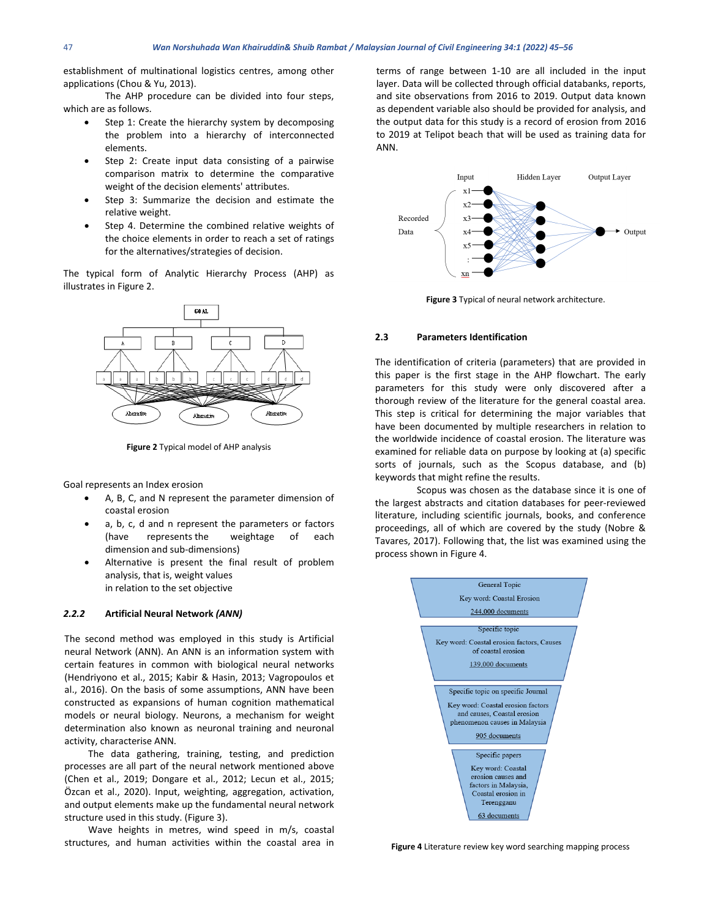establishment of multinational logistics centres, among other applications (Chou & Yu, 2013).

The AHP procedure can be divided into four steps, which are as follows.

- Step 1: Create the hierarchy system by decomposing the problem into a hierarchy of interconnected elements.
- Step 2: Create input data consisting of a pairwise comparison matrix to determine the comparative weight of the decision elements' attributes.
- Step 3: Summarize the decision and estimate the relative weight.
- Step 4. Determine the combined relative weights of the choice elements in order to reach a set of ratings for the alternatives/strategies of decision.

The typical form of Analytic Hierarchy Process (AHP) as illustrates in Figure 2.

**Figure 2** Typical model of AHP analysis

Goal represents an Index erosion

- A, B, C, and N represent the parameter dimension of coastal erosion
- a, b, c, d and n represent the parameters or factors (have represents the weightage of each dimension and sub-dimensions)
- Alternative is present the final result of problem analysis, that is, weight values in relation to the set objective

### *2.2.2* Artificial Neural Network *(ANN)*

The second method was employed in this study is Artificial neural Network (ANN). An ANN is an information system with certain features in common with biological neural networks (Hendriyono et al., 2015; Kabir & Hasin, 2013; Vagropoulos et al., 2016). On the basis of some assumptions, ANN have been constructed as expansions of human cognition mathematical models or neural biology. Neurons, a mechanism for weight determination also known as neuronal training and neuronal activity, characterise ANN.

The data gathering, training, testing, and prediction processes are all part of the neural network mentioned above (Chen et al., 2019; Dongare et al., 2012; Lecun et al., 2015; Özcan et al., 2020). Input, weighting, aggregation, activation, and output elements make up the fundamental neural network structure used in this study. (Figure 3).

Wave heights in metres, wind speed in m/s, coastal structures, and human activities within the coastal area in terms of range between 1-10 are all included in the input layer. Data will be collected through official databanks, reports, and site observations from 2016 to 2019. Output data known as dependent variable also should be provided for analysis, and the output data for this study is a record of erosion from 2016 to 2019 at Telipot beach that will be used as training data for ANN.

**Figure 3** Typical of neural network architecture.

### 2.3 Parameters Identification

The identification of criteria (parameters) that are provided in this paper is the first stage in the AHP flowchart. The early parameters for this study were only discovered after a thorough review of the literature for the general coastal area. This step is critical for determining the major variables that have been documented by multiple researchers in relation to the worldwide incidence of coastal erosion. The literature was examined for reliable data on purpose by looking at (a) specific sorts of journals, such as the Scopus database, and (b) keywords that might refine the results.

Scopus was chosen as the database since it is one of the largest abstracts and citation databases for peer-reviewed literature, including scientific journals, books, and conference proceedings, all of which are covered by the study (Nobre & Tavares, 2017). Following that, the list was examined using the process shown in Figure 4.

**Figure 4** Literature review key word searching mapping process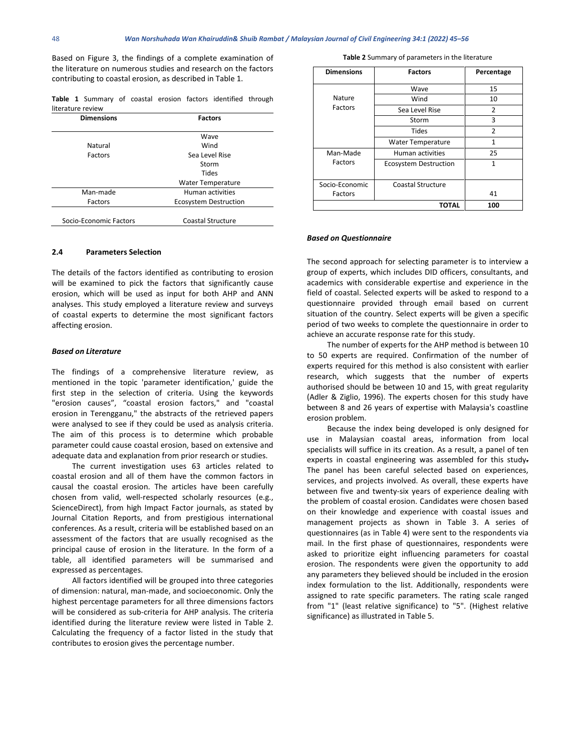Based on Figure 3, the findings of a complete examination of the literature on numerous studies and research on the factors contributing to coastal erosion, as described in Table 1.

**Table 1** Summary of coastal erosion factors identified through literature review

| Dimensions | Factors |
|---|---|
| Natural Factors | Wave |
| | Wind |
| | Sea Level Rise |
| | Storm |
| | Tides |
| | Water Temperature |
| Man-made Factors | Human activities |
| | Ecosystem Destruction |
| Socio-Economic Factors | Coastal Structure |

### 2.4 Parameters Selection

The details of the factors identified as contributing to erosion will be examined to pick the factors that significantly cause erosion, which will be used as input for both AHP and ANN analyses. This study employed a literature review and surveys of coastal experts to determine the most significant factors affecting erosion.

***Based on Literature***

The findings of a comprehensive literature review, as mentioned in the topic 'parameter identification,' guide the first step in the selection of criteria. Using the keywords "erosion causes", "coastal erosion factors," and "coastal erosion in Terengganu," the abstracts of the retrieved papers were analysed to see if they could be used as analysis criteria. The aim of this process is to determine which probable parameter could cause coastal erosion, based on extensive and adequate data and explanation from prior research or studies.

The current investigation uses 63 articles related to coastal erosion and all of them have the common factors in causal the coastal erosion. The articles have been carefully chosen from valid, well-respected scholarly resources (e.g., ScienceDirect), from high Impact Factor journals, as stated by Journal Citation Reports, and from prestigious international conferences. As a result, criteria will be established based on an assessment of the factors that are usually recognised as the principal cause of erosion in the literature. In the form of a table, all identified parameters will be summarised and expressed as percentages.

All factors identified will be grouped into three categories of dimension: natural, man-made, and socioeconomic. Only the highest percentage parameters for all three dimensions factors will be considered as sub-criteria for AHP analysis. The criteria identified during the literature review were listed in Table 2. Calculating the frequency of a factor listed in the study that contributes to erosion gives the percentage number.

**Table 2** Summary of parameters in the literature

| Dimensions | Factors | Percentage |
|---|---|---|
| Nature Factors | Wave | 15 |
| | Wind | 10 |
| | Sea Level Rise | 2 |
| | Storm | 3 |
| | Tides | 2 |
| | Water Temperature | 1 |
| Man-Made Factors | Human activities | 25 |
| | Ecosystem Destruction | 1 |
| Socio-Economic Factors | Coastal Structure | 41 |
| **TOTAL** | | **100** |

***Based on Questionnaire***

The second approach for selecting parameter is to interview a group of experts, which includes DID officers, consultants, and academics with considerable expertise and experience in the field of coastal. Selected experts will be asked to respond to a questionnaire provided through email based on current situation of the country. Select experts will be given a specific period of two weeks to complete the questionnaire in order to achieve an accurate response rate for this study.

The number of experts for the AHP method is between 10 to 50 experts are required. Confirmation of the number of experts required for this method is also consistent with earlier research, which suggests that the number of experts authorised should be between 10 and 15, with great regularity (Adler & Ziglio, 1996). The experts chosen for this study have between 8 and 26 years of expertise with Malaysia's coastline erosion problem.

Because the index being developed is only designed for use in Malaysian coastal areas, information from local specialists will suffice in its creation. As a result, a panel of ten experts in coastal engineering was assembled for this study. The panel has been careful selected based on experiences, services, and projects involved. As overall, these experts have between five and twenty-six years of experience dealing with the problem of coastal erosion. Candidates were chosen based on their knowledge and experience with coastal issues and management projects as shown in Table 3. A series of questionnaires (as in Table 4) were sent to the respondents via mail. In the first phase of questionnaires, respondents were asked to prioritize eight influencing parameters for coastal erosion. The respondents were given the opportunity to add any parameters they believed should be included in the erosion index formulation to the list. Additionally, respondents were assigned to rate specific parameters. The rating scale ranged from "1" (least relative significance) to "5". (Highest relative significance) as illustrated in Table 5.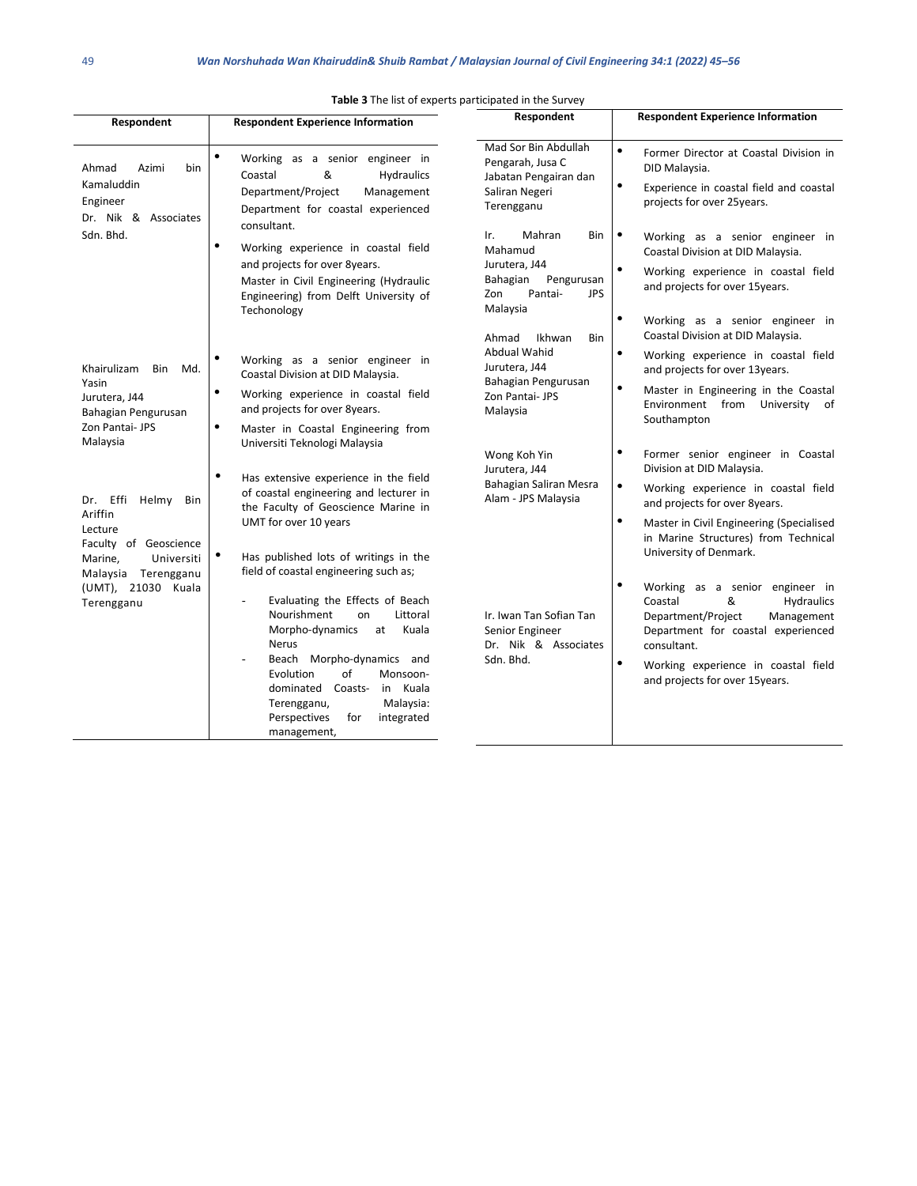**Table 3** The list of experts participated in the Survey

| Respondent | Respondent Experience Information |
|---|---|
| Ahmad Azimi bin Kamaluddin<br>Engineer<br>Dr. Nik & Associates Sdn. Bhd. | • Working as a senior engineer in Coastal & Hydraulics Department/Project Management Department for coastal experienced consultant.<br>• Working experience in coastal field and projects for over 8years.<br>Master in Civil Engineering (Hydraulic Engineering) from Delft University of Techonology |
| Khairulizam Bin Md. Yasin<br>Jurutera, J44<br>Bahagian Pengurusan Zon Pantai- JPS Malaysia | • Working as a senior engineer in Coastal Division at DID Malaysia.<br>• Working experience in coastal field and projects for over 8years.<br>• Master in Coastal Engineering from Universiti Teknologi Malaysia |
| Dr. Effi Helmy Bin Ariffin<br>Lecture<br>Faculty of Geoscience Marine, Universiti Malaysia Terengganu (UMT), 21030 Kuala Terengganu | • Has extensive experience in the field of coastal engineering and lecturer in the Faculty of Geoscience Marine in UMT for over 10 years<br>• Has published lots of writings in the field of coastal engineering such as;<br>- Evaluating the Effects of Beach Nourishment on Littoral Morpho-dynamics at Kuala Nerus<br>- Beach Morpho-dynamics and Evolution of Monsoon-dominated Coasts- in Kuala Terengganu, Malaysia: Perspectives for integrated management, |
| Mad Sor Bin Abdullah<br>Pengarah, Jusa C<br>Jabatan Pengairan dan Saliran Negeri Terengganu | • Former Director at Coastal Division in DID Malaysia.<br>• Experience in coastal field and coastal projects for over 25years. |
| Ir. Mahran Bin Mahamud<br>Jurutera, J44<br>Bahagian Pengurusan Zon Pantai- JPS Malaysia | • Working as a senior engineer in Coastal Division at DID Malaysia.<br>• Working experience in coastal field and projects for over 15years. |
| Ahmad Ikhwan Bin Abdual Wahid<br>Jurutera, J44<br>Bahagian Pengurusan Zon Pantai- JPS Malaysia | • Working as a senior engineer in Coastal Division at DID Malaysia.<br>• Working experience in coastal field and projects for over 13years.<br>• Master in Engineering in the Coastal Environment from University of Southampton |
| Wong Koh Yin<br>Jurutera, J44<br>Bahagian Saliran Mesra Alam - JPS Malaysia | • Former senior engineer in Coastal Division at DID Malaysia.<br>• Working experience in coastal field and projects for over 8years.<br>• Master in Civil Engineering (Specialised in Marine Structures) from Technical University of Denmark. |
| Ir. Iwan Tan Sofian Tan<br>Senior Engineer<br>Dr. Nik & Associates Sdn. Bhd. | • Working as a senior engineer in Coastal & Hydraulics Department/Project Management Department for coastal experienced consultant.<br>• Working experience in coastal field and projects for over 15years. |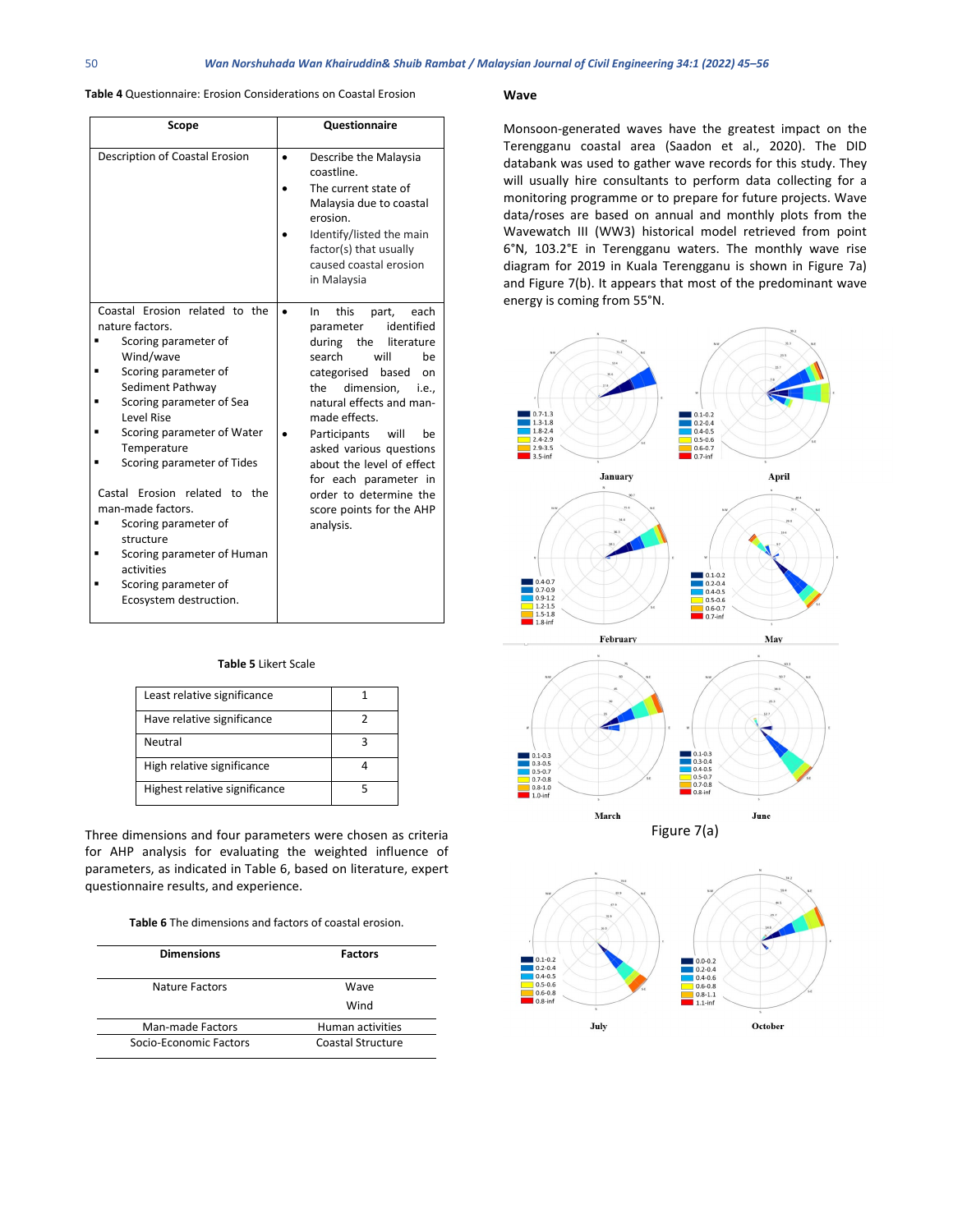**Table 4** Questionnaire: Erosion Considerations on Coastal Erosion

| Scope | Questionnaire |
|---|---|
| Description of Coastal Erosion | • Describe the Malaysia coastline.<br>• The current state of Malaysia due to coastal erosion.<br>• Identify/listed the main factor(s) that usually caused coastal erosion in Malaysia |
| Coastal Erosion related to the nature factors.<br>▪ Scoring parameter of Wind/wave<br>▪ Scoring parameter of Sediment Pathway<br>▪ Scoring parameter of Sea Level Rise<br>▪ Scoring parameter of Water Temperature<br>▪ Scoring parameter of Tides<br><br>Castal Erosion related to the man-made factors.<br>▪ Scoring parameter of structure<br>▪ Scoring parameter of Human activities<br>▪ Scoring parameter of Ecosystem destruction. | • In this part, each parameter identified during the literature search will be categorised based on the dimension, i.e., natural effects and man-made effects.<br>• Participants will be asked various questions about the level of effect for each parameter in order to determine the score points for the AHP analysis. |

**Table 5** Likert Scale

| | |
|---|---|
| Least relative significance | 1 |
| Have relative significance | 2 |
| Neutral | 3 |
| High relative significance | 4 |
| Highest relative significance | 5 |

Three dimensions and four parameters were chosen as criteria for AHP analysis for evaluating the weighted influence of parameters, as indicated in Table 6, based on literature, expert questionnaire results, and experience.

**Table 6** The dimensions and factors of coastal erosion.

| Dimensions | Factors |
|---|---|
| Nature Factors | Wave<br>Wind |
| Man-made Factors | Human activities |
| Socio-Economic Factors | Coastal Structure |

### Wave

Monsoon-generated waves have the greatest impact on the Terengganu coastal area (Saadon et al., 2020). The DID databank was used to gather wave records for this study. They will usually hire consultants to perform data collecting for a monitoring programme or to prepare for future projects. Wave data/roses are based on annual and monthly plots from the Wavewatch III (WW3) historical model retrieved from point 6°N, 103.2°E in Terengganu waters. The monthly wave rise diagram for 2019 in Kuala Terengganu is shown in Figure 7a) and Figure 7(b). It appears that most of the predominant wave energy is coming from 55°N.

Figure 7(a)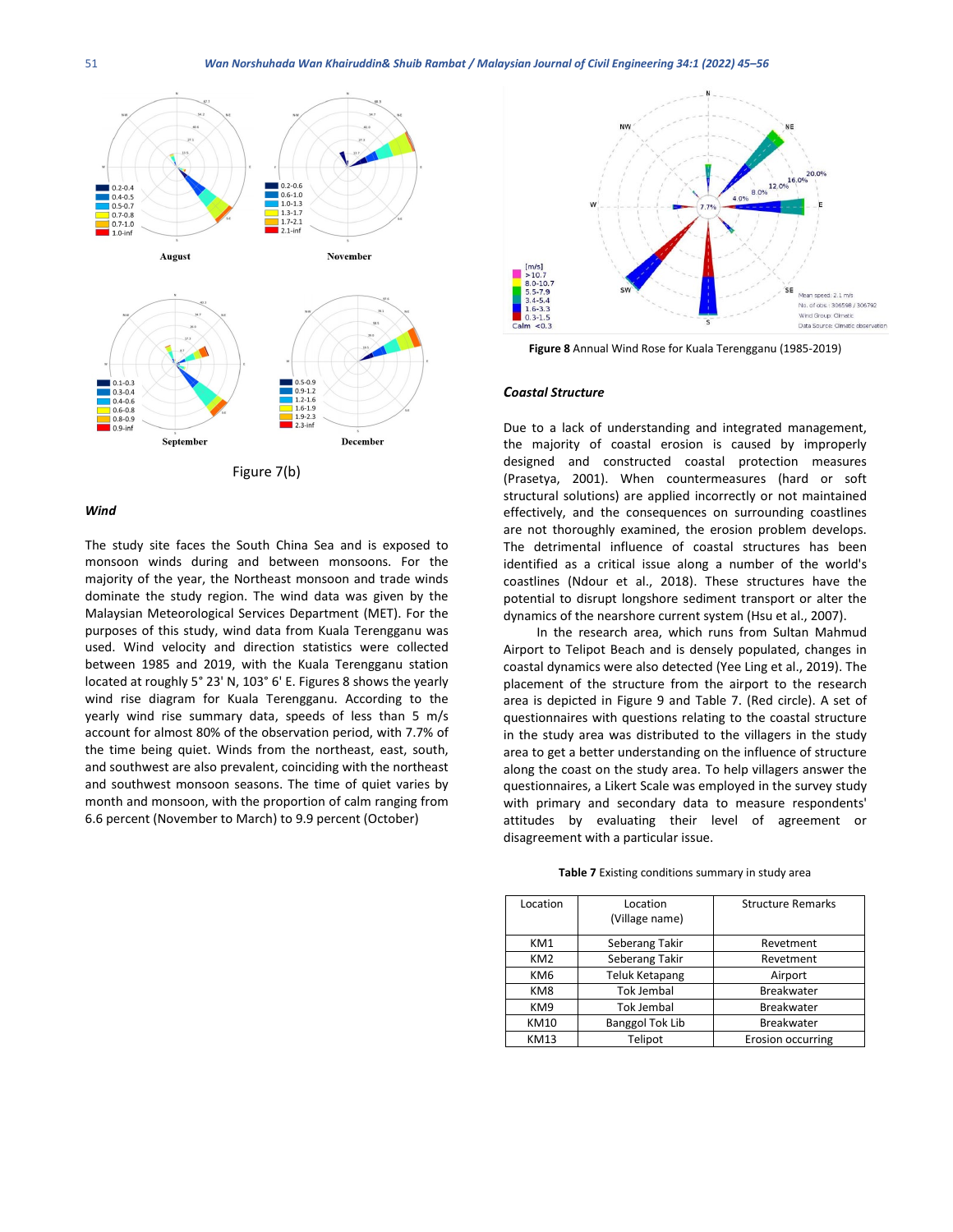Figure 7(b)

### *Wind*

The study site faces the South China Sea and is exposed to monsoon winds during and between monsoons. For the majority of the year, the Northeast monsoon and trade winds dominate the study region. The wind data was given by the Malaysian Meteorological Services Department (MET). For the purposes of this study, wind data from Kuala Terengganu was used. Wind velocity and direction statistics were collected between 1985 and 2019, with the Kuala Terengganu station located at roughly 5° 23' N, 103° 6' E. Figures 8 shows the yearly wind rise diagram for Kuala Terengganu. According to the yearly wind rise summary data, speeds of less than 5 m/s account for almost 80% of the observation period, with 7.7% of the time being quiet. Winds from the northeast, east, south, and southwest are also prevalent, coinciding with the northeast and southwest monsoon seasons. The time of quiet varies by month and monsoon, with the proportion of calm ranging from 6.6 percent (November to March) to 9.9 percent (October)

**Figure 8** Annual Wind Rose for Kuala Terengganu (1985-2019)

### *Coastal Structure*

Due to a lack of understanding and integrated management, the majority of coastal erosion is caused by improperly designed and constructed coastal protection measures (Prasetya, 2001). When countermeasures (hard or soft structural solutions) are applied incorrectly or not maintained effectively, and the consequences on surrounding coastlines are not thoroughly examined, the erosion problem develops. The detrimental influence of coastal structures has been identified as a critical issue along a number of the world's coastlines (Ndour et al., 2018). These structures have the potential to disrupt longshore sediment transport or alter the dynamics of the nearshore current system (Hsu et al., 2007).

In the research area, which runs from Sultan Mahmud Airport to Telipot Beach and is densely populated, changes in coastal dynamics were also detected (Yee Ling et al., 2019). The placement of the structure from the airport to the research area is depicted in Figure 9 and Table 7. (Red circle). A set of questionnaires with questions relating to the coastal structure in the study area was distributed to the villagers in the study area to get a better understanding on the influence of structure along the coast on the study area. To help villagers answer the questionnaires, a Likert Scale was employed in the survey study with primary and secondary data to measure respondents' attitudes by evaluating their level of agreement or disagreement with a particular issue.

**Table 7** Existing conditions summary in study area

| Location | Location (Village name) | Structure Remarks |
|---|---|---|
| KM1 | Seberang Takir | Revetment |
| KM2 | Seberang Takir | Revetment |
| KM6 | Teluk Ketapang | Airport |
| KM8 | Tok Jembal | Breakwater |
| KM9 | Tok Jembal | Breakwater |
| KM10 | Banggol Tok Lib | Breakwater |
| KM13 | Telipot | Erosion occurring |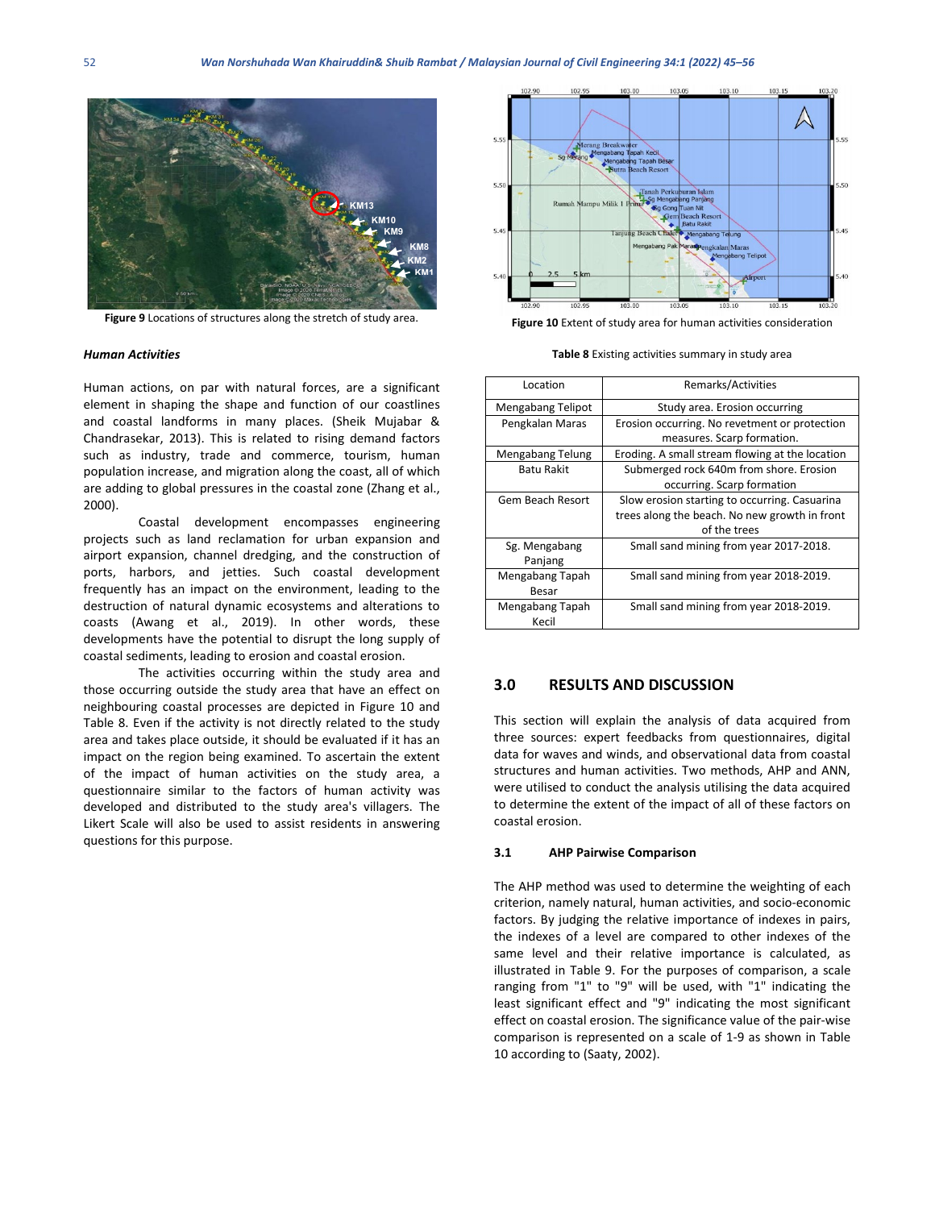Figure 9 Locations of structures along the stretch of study area.

*Human Activities*

Human actions, on par with natural forces, are a significant element in shaping the shape and function of our coastlines and coastal landforms in many places. (Sheik Mujabar & Chandrasekar, 2013). This is related to rising demand factors such as industry, trade and commerce, tourism, human population increase, and migration along the coast, all of which are adding to global pressures in the coastal zone (Zhang et al., 2000).

Coastal development encompasses engineering projects such as land reclamation for urban expansion and airport expansion, channel dredging, and the construction of ports, harbors, and jetties. Such coastal development frequently has an impact on the environment, leading to the destruction of natural dynamic ecosystems and alterations to coasts (Awang et al., 2019). In other words, these developments have the potential to disrupt the long supply of coastal sediments, leading to erosion and coastal erosion.

The activities occurring within the study area and those occurring outside the study area that have an effect on neighbouring coastal processes are depicted in Figure 10 and Table 8. Even if the activity is not directly related to the study area and takes place outside, it should be evaluated if it has an impact on the region being examined. To ascertain the extent of the impact of human activities on the study area, a questionnaire similar to the factors of human activity was developed and distributed to the study area's villagers. The Likert Scale will also be used to assist residents in answering questions for this purpose.

Figure 10 Extent of study area for human activities consideration

Table 8 Existing activities summary in study area

| Location | Remarks/Activities |
|---|---|
| Mengabang Telipot | Study area. Erosion occurring |
| Pengkalan Maras | Erosion occurring. No revetment or protection measures. Scarp formation. |
| Mengabang Telung | Eroding. A small stream flowing at the location |
| Batu Rakit | Submerged rock 640m from shore. Erosion occurring. Scarp formation |
| Gem Beach Resort | Slow erosion starting to occurring. Casuarina trees along the beach. No new growth in front of the trees |
| Sg. Mengabang Panjang | Small sand mining from year 2017-2018. |
| Mengabang Tapah Besar | Small sand mining from year 2018-2019. |
| Mengabang Tapah Kecil | Small sand mining from year 2018-2019. |

## 3.0 RESULTS AND DISCUSSION

This section will explain the analysis of data acquired from three sources: expert feedbacks from questionnaires, digital data for waves and winds, and observational data from coastal structures and human activities. Two methods, AHP and ANN, were utilised to conduct the analysis utilising the data acquired to determine the extent of the impact of all of these factors on coastal erosion.

### 3.1 AHP Pairwise Comparison

The AHP method was used to determine the weighting of each criterion, namely natural, human activities, and socio-economic factors. By judging the relative importance of indexes in pairs, the indexes of a level are compared to other indexes of the same level and their relative importance is calculated, as illustrated in Table 9. For the purposes of comparison, a scale ranging from "1" to "9" will be used, with "1" indicating the least significant effect and "9" indicating the most significant effect on coastal erosion. The significance value of the pair-wise comparison is represented on a scale of 1-9 as shown in Table 10 according to (Saaty, 2002).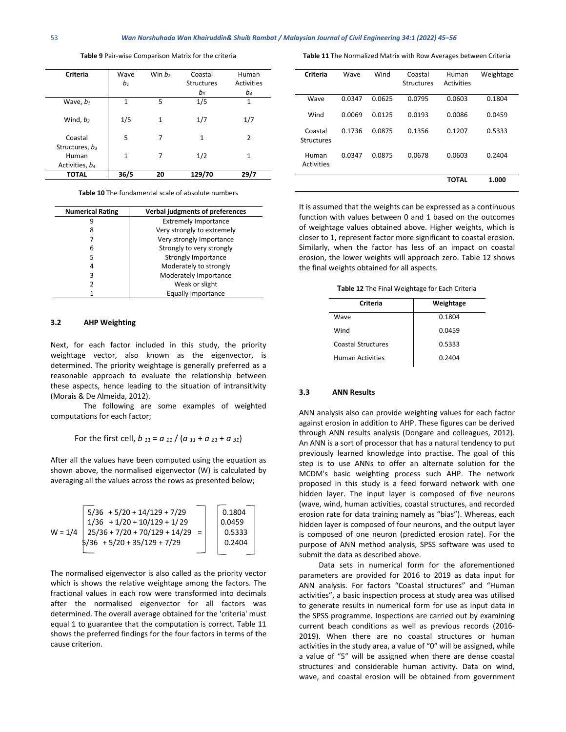**Table 9** Pair-wise Comparison Matrix for the criteria

| Criteria | Wave $b_1$ | Win $b_2$ | Coastal Structures $b_3$ | Human Activities $b_4$ |
|---|---|---|---|---|
| Wave, $b_1$ | 1 | 5 | 1/5 | 1 |
| Wind, $b_2$ | 1/5 | 1 | 1/7 | 1/7 |
| Coastal Structures, $b_3$ | 5 | 7 | 1 | 2 |
| Human Activities, $b_4$ | 1 | 7 | 1/2 | 1 |
| **TOTAL** | **36/5** | **20** | **129/70** | **29/7** |

**Table 10** The fundamental scale of absolute numbers

| Numerical Rating | Verbal judgments of preferences |
|---|---|
| 9 | Extremely Importance |
| 8 | Very strongly to extremely |
| 7 | Very strongly Importance |
| 6 | Strongly to very strongly |
| 5 | Strongly Importance |
| 4 | Moderately to strongly |
| 3 | Moderately Importance |
| 2 | Weak or slight |
| 1 | Equally Importance |

### 3.2 AHP Weighting

Next, for each factor included in this study, the priority weightage vector, also known as the eigenvector, is determined. The priority weightage is generally preferred as a reasonable approach to evaluate the relationship between these aspects, hence leading to the situation of intransitivity (Morais & De Almeida, 2012).

The following are some examples of weighted computations for each factor;

$$\text{For the first cell, } b_{11} = a_{11} / (a_{11} + a_{21} + a_{31})$$

After all the values have been computed using the equation as shown above, the normalised eigenvector (W) is calculated by averaging all the values across the rows as presented below;

$$W = 1/4 \begin{bmatrix} 5/36 + 5/20 + 14/129 + 7/29 \\ 1/36 + 1/20 + 10/129 + 1/29 \\ 25/36 + 7/20 + 70/129 + 14/29 \\ 5/36 + 5/20 + 35/129 + 7/29 \end{bmatrix} = \begin{bmatrix} 0.1804 \\ 0.0459 \\ 0.5333 \\ 0.2404 \end{bmatrix}$$

The normalised eigenvector is also called as the priority vector which is shows the relative weightage among the factors. The fractional values in each row were transformed into decimals after the normalised eigenvector for all factors was determined. The overall average obtained for the 'criteria' must equal 1 to guarantee that the computation is correct. Table 11 shows the preferred findings for the four factors in terms of the cause criterion.

**Table 11** The Normalized Matrix with Row Averages between Criteria

| Criteria | Wave | Wind | Coastal Structures | Human Activities | Weightage |
|---|---|---|---|---|---|
| Wave | 0.0347 | 0.0625 | 0.0795 | 0.0603 | 0.1804 |
| Wind | 0.0069 | 0.0125 | 0.0193 | 0.0086 | 0.0459 |
| Coastal Structures | 0.1736 | 0.0875 | 0.1356 | 0.1207 | 0.5333 |
| Human Activities | 0.0347 | 0.0875 | 0.0678 | 0.0603 | 0.2404 |
| | | | | **TOTAL** | **1.000** |

It is assumed that the weights can be expressed as a continuous function with values between 0 and 1 based on the outcomes of weightage values obtained above. Higher weights, which is closer to 1, represent factor more significant to coastal erosion. Similarly, when the factor has less of an impact on coastal erosion, the lower weights will approach zero. Table 12 shows the final weights obtained for all aspects.

**Table 12** The Final Weightage for Each Criteria

| Criteria | Weightage |
|---|---|
| Wave | 0.1804 |
| Wind | 0.0459 |
| Coastal Structures | 0.5333 |
| Human Activities | 0.2404 |

### 3.3 ANN Results

ANN analysis also can provide weighting values for each factor against erosion in addition to AHP. These figures can be derived through ANN results analysis (Dongare and colleagues, 2012). An ANN is a sort of processor that has a natural tendency to put previously learned knowledge into practise. The goal of this step is to use ANNs to offer an alternate solution for the MCDM's basic weighting process such AHP. The network proposed in this study is a feed forward network with one hidden layer. The input layer is composed of five neurons (wave, wind, human activities, coastal structures, and recorded erosion rate for data training namely as "bias"). Whereas, each hidden layer is composed of four neurons, and the output layer is composed of one neuron (predicted erosion rate). For the purpose of ANN method analysis, SPSS software was used to submit the data as described above.

Data sets in numerical form for the aforementioned parameters are provided for 2016 to 2019 as data input for ANN analysis. For factors "Coastal structures" and "Human activities", a basic inspection process at study area was utilised to generate results in numerical form for use as input data in the SPSS programme. Inspections are carried out by examining current beach conditions as well as previous records (2016-2019). When there are no coastal structures or human activities in the study area, a value of "0" will be assigned, while a value of "5" will be assigned when there are dense coastal structures and considerable human activity. Data on wind, wave, and coastal erosion will be obtained from government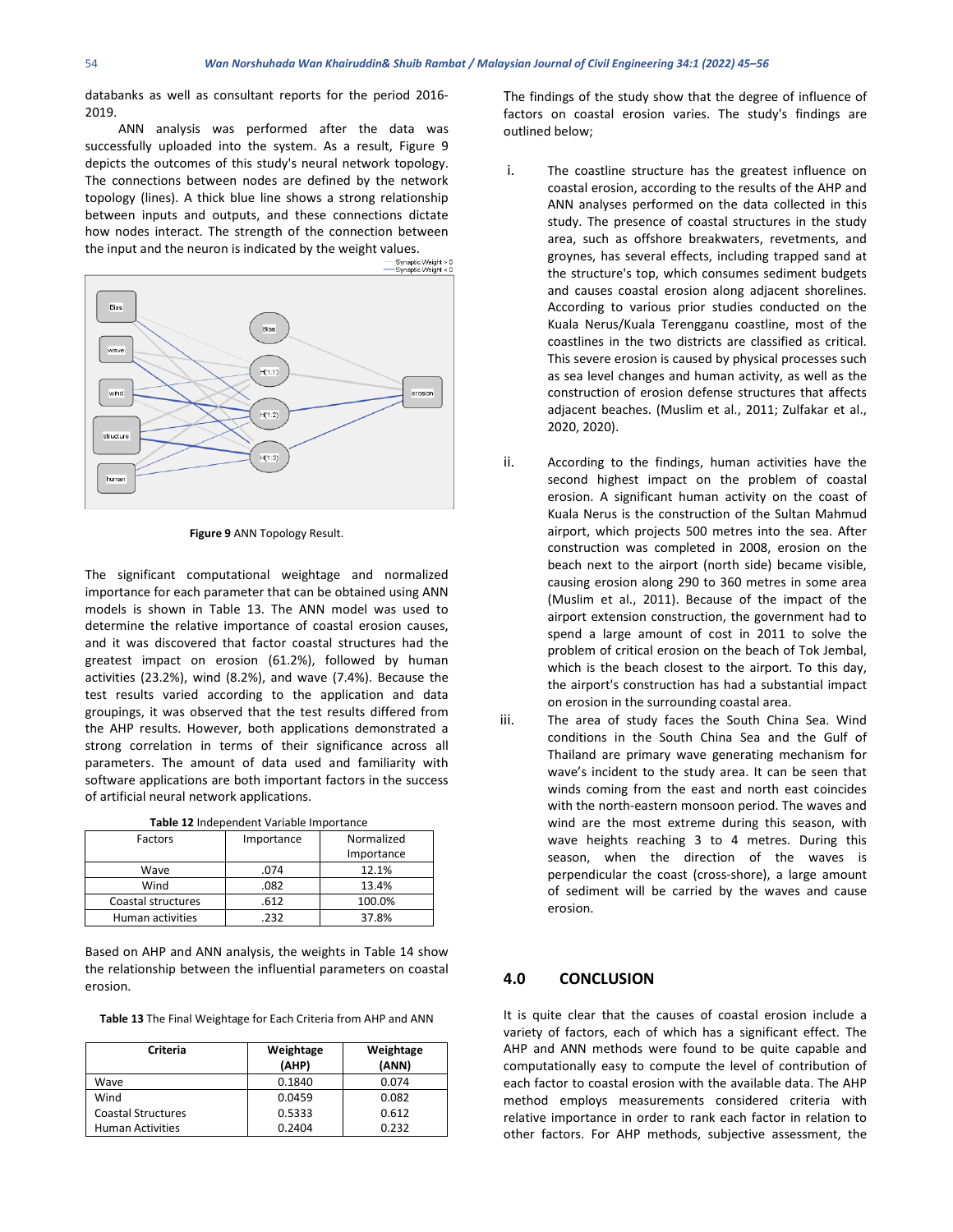databanks as well as consultant reports for the period 2016-2019.

ANN analysis was performed after the data was successfully uploaded into the system. As a result, Figure 9 depicts the outcomes of this study's neural network topology. The connections between nodes are defined by the network topology (lines). A thick blue line shows a strong relationship between inputs and outputs, and these connections dictate how nodes interact. The strength of the connection between the input and the neuron is indicated by the weight values.

**Figure 9** ANN Topology Result.

The significant computational weightage and normalized importance for each parameter that can be obtained using ANN models is shown in Table 13. The ANN model was used to determine the relative importance of coastal erosion causes, and it was discovered that factor coastal structures had the greatest impact on erosion (61.2%), followed by human activities (23.2%), wind (8.2%), and wave (7.4%). Because the test results varied according to the application and data groupings, it was observed that the test results differed from the AHP results. However, both applications demonstrated a strong correlation in terms of their significance across all parameters. The amount of data used and familiarity with software applications are both important factors in the success of artificial neural network applications.

**Table 12** Independent Variable Importance

| Factors | Importance | Normalized Importance |
|---|---|---|
| Wave | .074 | 12.1% |
| Wind | .082 | 13.4% |
| Coastal structures | .612 | 100.0% |
| Human activities | .232 | 37.8% |

Based on AHP and ANN analysis, the weights in Table 14 show the relationship between the influential parameters on coastal erosion.

**Table 13** The Final Weightage for Each Criteria from AHP and ANN

| Criteria | Weightage (AHP) | Weightage (ANN) |
|---|---|---|
| Wave | 0.1840 | 0.074 |
| Wind | 0.0459 | 0.082 |
| Coastal Structures | 0.5333 | 0.612 |
| Human Activities | 0.2404 | 0.232 |

The findings of the study show that the degree of influence of factors on coastal erosion varies. The study's findings are outlined below;

i. The coastline structure has the greatest influence on coastal erosion, according to the results of the AHP and ANN analyses performed on the data collected in this study. The presence of coastal structures in the study area, such as offshore breakwaters, revetments, and groynes, has several effects, including trapped sand at the structure's top, which consumes sediment budgets and causes coastal erosion along adjacent shorelines. According to various prior studies conducted on the Kuala Nerus/Kuala Terengganu coastline, most of the coastlines in the two districts are classified as critical. This severe erosion is caused by physical processes such as sea level changes and human activity, as well as the construction of erosion defense structures that affects adjacent beaches. (Muslim et al., 2011; Zulfakar et al., 2020, 2020).

ii. According to the findings, human activities have the second highest impact on the problem of coastal erosion. A significant human activity on the coast of Kuala Nerus is the construction of the Sultan Mahmud airport, which projects 500 metres into the sea. After construction was completed in 2008, erosion on the beach next to the airport (north side) became visible, causing erosion along 290 to 360 metres in some area (Muslim et al., 2011). Because of the impact of the airport extension construction, the government had to spend a large amount of cost in 2011 to solve the problem of critical erosion on the beach of Tok Jembal, which is the beach closest to the airport. To this day, the airport's construction has had a substantial impact on erosion in the surrounding coastal area.

iii. The area of study faces the South China Sea. Wind conditions in the South China Sea and the Gulf of Thailand are primary wave generating mechanism for wave's incident to the study area. It can be seen that winds coming from the east and north east coincides with the north-eastern monsoon period. The waves and wind are the most extreme during this season, with wave heights reaching 3 to 4 metres. During this season, when the direction of the waves is perpendicular the coast (cross-shore), a large amount of sediment will be carried by the waves and cause erosion.

## 4.0 CONCLUSION

It is quite clear that the causes of coastal erosion include a variety of factors, each of which has a significant effect. The AHP and ANN methods were found to be quite capable and computationally easy to compute the level of contribution of each factor to coastal erosion with the available data. The AHP method employs measurements considered criteria with relative importance in order to rank each factor in relation to other factors. For AHP methods, subjective assessment, the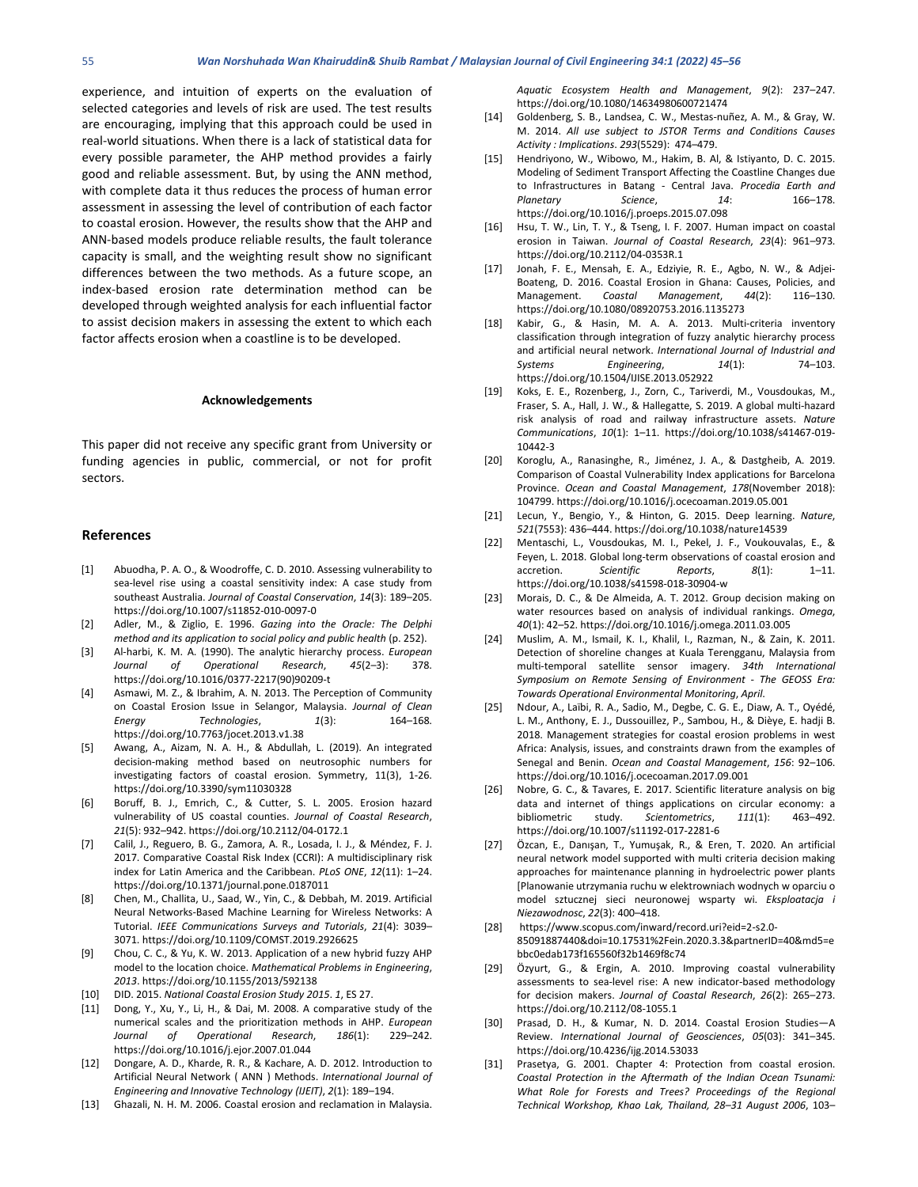experience, and intuition of experts on the evaluation of selected categories and levels of risk are used. The test results are encouraging, implying that this approach could be used in real-world situations. When there is a lack of statistical data for every possible parameter, the AHP method provides a fairly good and reliable assessment. But, by using the ANN method, with complete data it thus reduces the process of human error assessment in assessing the level of contribution of each factor to coastal erosion. However, the results show that the AHP and ANN-based models produce reliable results, the fault tolerance capacity is small, and the weighting result show no significant differences between the two methods. As a future scope, an index-based erosion rate determination method can be developed through weighted analysis for each influential factor to assist decision makers in assessing the extent to which each factor affects erosion when a coastline is to be developed.

**Acknowledgements**

This paper did not receive any specific grant from University or funding agencies in public, commercial, or not for profit sectors.

## References

[1] Abuodha, P. A. O., & Woodroffe, C. D. 2010. Assessing vulnerability to sea-level rise using a coastal sensitivity index: A case study from southeast Australia. *Journal of Coastal Conservation*, *14*(3): 189–205. https://doi.org/10.1007/s11852-010-0097-0

[2] Adler, M., & Ziglio, E. 1996. *Gazing into the Oracle: The Delphi method and its application to social policy and public health* (p. 252).

[3] Al-harbi, K. M. A. (1990). The analytic hierarchy process. *European Journal of Operational Research*, *45*(2–3): 378. https://doi.org/10.1016/0377-2217(90)90209-t

[4] Asmawi, M. Z., & Ibrahim, A. N. 2013. The Perception of Community on Coastal Erosion Issue in Selangor, Malaysia. *Journal of Clean Energy Technologies*, *1*(3): 164–168. https://doi.org/10.7763/jocet.2013.v1.38

[5] Awang, A., Aizam, N. A. H., & Abdullah, L. (2019). An integrated decision-making method based on neutrosophic numbers for investigating factors of coastal erosion. Symmetry, 11(3), 1-26. https://doi.org/10.3390/sym11030328

[6] Boruff, B. J., Emrich, C., & Cutter, S. L. 2005. Erosion hazard vulnerability of US coastal counties. *Journal of Coastal Research*, *21*(5): 932–942. https://doi.org/10.2112/04-0172.1

[7] Calil, J., Reguero, B. G., Zamora, A. R., Losada, I. J., & Méndez, F. J. 2017. Comparative Coastal Risk Index (CCRI): A multidisciplinary risk index for Latin America and the Caribbean. *PLoS ONE*, *12*(11): 1–24. https://doi.org/10.1371/journal.pone.0187011

[8] Chen, M., Challita, U., Saad, W., Yin, C., & Debbah, M. 2019. Artificial Neural Networks-Based Machine Learning for Wireless Networks: A Tutorial. *IEEE Communications Surveys and Tutorials*, *21*(4): 3039–3071. https://doi.org/10.1109/COMST.2019.2926625

[9] Chou, C. C., & Yu, K. W. 2013. Application of a new hybrid fuzzy AHP model to the location choice. *Mathematical Problems in Engineering*, *2013*. https://doi.org/10.1155/2013/592138

[10] DID. 2015. *National Coastal Erosion Study 2015*. *1*, ES 27.

[11] Dong, Y., Xu, Y., Li, H., & Dai, M. 2008. A comparative study of the numerical scales and the prioritization methods in AHP. *European Journal of Operational Research*, *186*(1): 229–242. https://doi.org/10.1016/j.ejor.2007.01.044

[12] Dongare, A. D., Kharde, R. R., & Kachare, A. D. 2012. Introduction to Artificial Neural Network ( ANN ) Methods. *International Journal of Engineering and Innovative Technology (IJEIT)*, *2*(1): 189–194.

[13] Ghazali, N. H. M. 2006. Coastal erosion and reclamation in Malaysia. *Aquatic Ecosystem Health and Management*, *9*(2): 237–247. https://doi.org/10.1080/14634980600721474

[14] Goldenberg, S. B., Landsea, C. W., Mestas-nuñez, A. M., & Gray, W. M. 2014. *All use subject to JSTOR Terms and Conditions Causes Activity : Implications*. *293*(5529): 474–479.

[15] Hendriyono, W., Wibowo, M., Hakim, B. Al, & Istiyanto, D. C. 2015. Modeling of Sediment Transport Affecting the Coastline Changes due to Infrastructures in Batang - Central Java. *Procedia Earth and Planetary Science*, *14*: 166–178. https://doi.org/10.1016/j.proeps.2015.07.098

[16] Hsu, T. W., Lin, T. Y., & Tseng, I. F. 2007. Human impact on coastal erosion in Taiwan. *Journal of Coastal Research*, *23*(4): 961–973. https://doi.org/10.2112/04-0353R.1

[17] Jonah, F. E., Mensah, E. A., Edziyie, R. E., Agbo, N. W., & Adjei-Boateng, D. 2016. Coastal Erosion in Ghana: Causes, Policies, and Management. *Coastal Management*, *44*(2): 116–130. https://doi.org/10.1080/08920753.2016.1135273

[18] Kabir, G., & Hasin, M. A. A. 2013. Multi-criteria inventory classification through integration of fuzzy analytic hierarchy process and artificial neural network. *International Journal of Industrial and Systems Engineering*, *14*(1): 74–103. https://doi.org/10.1504/IJISE.2013.052922

[19] Koks, E. E., Rozenberg, J., Zorn, C., Tariverdi, M., Vousdoukas, M., Fraser, S. A., Hall, J. W., & Hallegatte, S. 2019. A global multi-hazard risk analysis of road and railway infrastructure assets. *Nature Communications*, *10*(1): 1–11. https://doi.org/10.1038/s41467-019-10442-3

[20] Koroglu, A., Ranasinghe, R., Jiménez, J. A., & Dastgheib, A. 2019. Comparison of Coastal Vulnerability Index applications for Barcelona Province. *Ocean and Coastal Management*, *178*(November 2018): 104799. https://doi.org/10.1016/j.ocecoaman.2019.05.001

[21] Lecun, Y., Bengio, Y., & Hinton, G. 2015. Deep learning. *Nature*, *521*(7553): 436–444. https://doi.org/10.1038/nature14539

[22] Mentaschi, L., Vousdoukas, M. I., Pekel, J. F., Voukouvalas, E., & Feyen, L. 2018. Global long-term observations of coastal erosion and accretion. *Scientific Reports*, *8*(1): 1–11. https://doi.org/10.1038/s41598-018-30904-w

[23] Morais, D. C., & De Almeida, A. T. 2012. Group decision making on water resources based on analysis of individual rankings. *Omega*, *40*(1): 42–52. https://doi.org/10.1016/j.omega.2011.03.005

[24] Muslim, A. M., Ismail, K. I., Khalil, I., Razman, N., & Zain, K. 2011. Detection of shoreline changes at Kuala Terengganu, Malaysia from multi-temporal satellite sensor imagery. *34th International Symposium on Remote Sensing of Environment - The GEOSS Era: Towards Operational Environmental Monitoring*, *April*.

[25] Ndour, A., Laïbi, R. A., Sadio, M., Degbe, C. G. E., Diaw, A. T., Oyédé, L. M., Anthony, E. J., Dussouillez, P., Sambou, H., & Dièye, E. hadji B. 2018. Management strategies for coastal erosion problems in west Africa: Analysis, issues, and constraints drawn from the examples of Senegal and Benin. *Ocean and Coastal Management*, *156*: 92–106. https://doi.org/10.1016/j.ocecoaman.2017.09.001

[26] Nobre, G. C., & Tavares, E. 2017. Scientific literature analysis on big data and internet of things applications on circular economy: a bibliometric study. *Scientometrics*, *111*(1): 463–492. https://doi.org/10.1007/s11192-017-2281-6

[27] Özcan, E., Danışan, T., Yumuşak, R., & Eren, T. 2020. An artificial neural network model supported with multi criteria decision making approaches for maintenance planning in hydroelectric power plants [Planowanie utrzymania ruchu w elektrowniach wodnych w oparciu o model sztucznej sieci neuronowej wsparty wi. *Eksploatacja i Niezawodnosc*, *22*(3): 400–418.

[28] https://www.scopus.com/inward/record.uri?eid=2-s2.0-85091887440&doi=10.17531%2Fein.2020.3.3&partnerID=40&md5=ebbc0edab173f165560f32b1469f8c74

[29] Özyurt, G., & Ergin, A. 2010. Improving coastal vulnerability assessments to sea-level rise: A new indicator-based methodology for decision makers. *Journal of Coastal Research*, *26*(2): 265–273. https://doi.org/10.2112/08-1055.1

[30] Prasad, D. H., & Kumar, N. D. 2014. Coastal Erosion Studies—A Review. *International Journal of Geosciences*, *05*(03): 341–345. https://doi.org/10.4236/ijg.2014.53033

[31] Prasetya, G. 2001. Chapter 4: Protection from coastal erosion. *Coastal Protection in the Aftermath of the Indian Ocean Tsunami: What Role for Forests and Trees? Proceedings of the Regional Technical Workshop, Khao Lak, Thailand, 28–31 August 2006*, 103–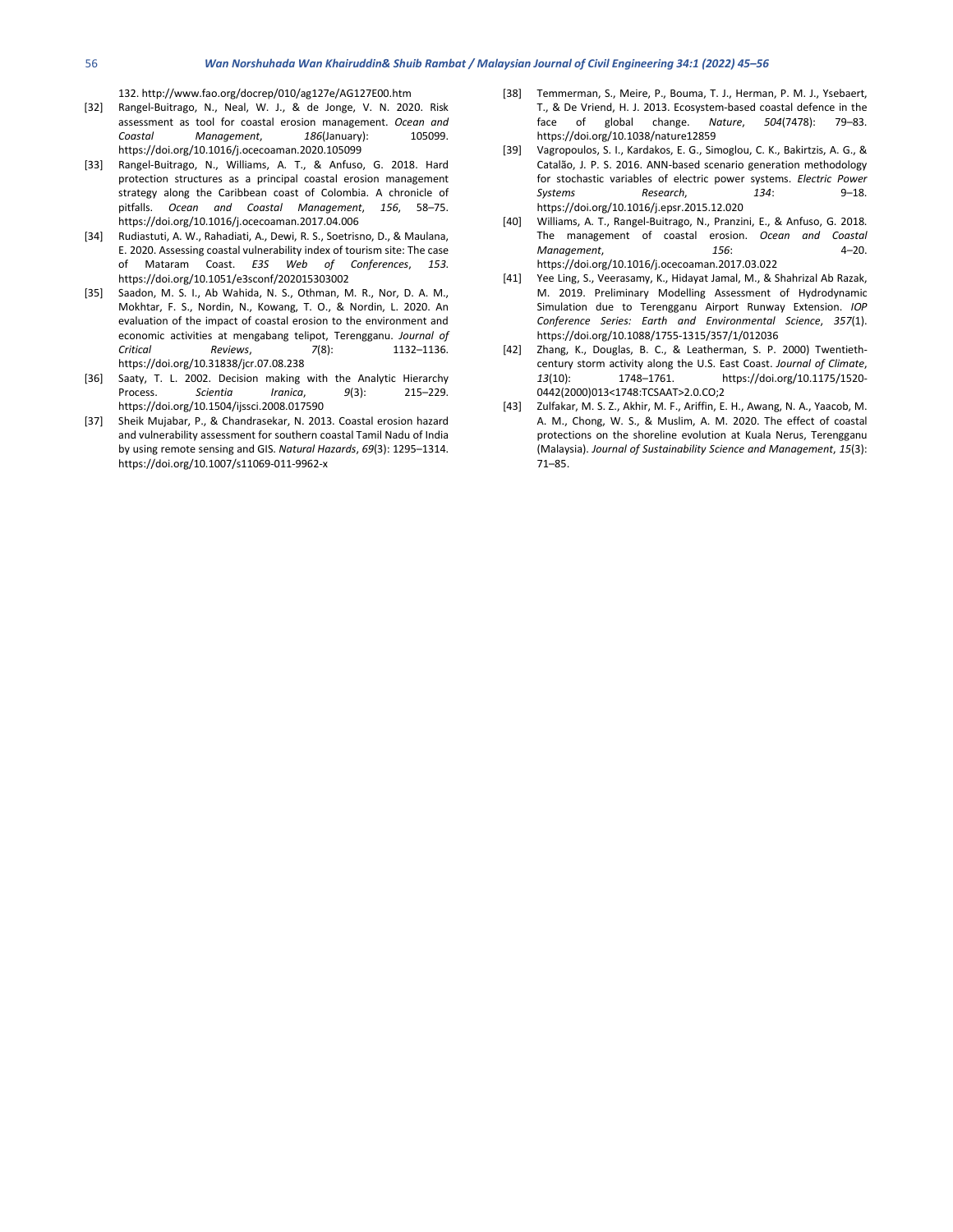132. http://www.fao.org/docrep/010/ag127e/AG127E00.htm

[32] Rangel-Buitrago, N., Neal, W. J., & de Jonge, V. N. 2020. Risk assessment as tool for coastal erosion management. *Ocean and Coastal Management*, *186*(January): 105099. https://doi.org/10.1016/j.ocecoaman.2020.105099

[33] Rangel-Buitrago, N., Williams, A. T., & Anfuso, G. 2018. Hard protection structures as a principal coastal erosion management strategy along the Caribbean coast of Colombia. A chronicle of pitfalls. *Ocean and Coastal Management*, *156*, 58–75. https://doi.org/10.1016/j.ocecoaman.2017.04.006

[34] Rudiastuti, A. W., Rahadiati, A., Dewi, R. S., Soetrisno, D., & Maulana, E. 2020. Assessing coastal vulnerability index of tourism site: The case of Mataram Coast. *E3S Web of Conferences*, *153.* https://doi.org/10.1051/e3sconf/202015303002

[35] Saadon, M. S. I., Ab Wahida, N. S., Othman, M. R., Nor, D. A. M., Mokhtar, F. S., Nordin, N., Kowang, T. O., & Nordin, L. 2020. An evaluation of the impact of coastal erosion to the environment and economic activities at mengabang telipot, Terengganu. *Journal of Critical Reviews*, *7*(8): 1132–1136. https://doi.org/10.31838/jcr.07.08.238

[36] Saaty, T. L. 2002. Decision making with the Analytic Hierarchy Process. *Scientia Iranica*, *9*(3): 215–229. https://doi.org/10.1504/ijssci.2008.017590

[37] Sheik Mujabar, P., & Chandrasekar, N. 2013. Coastal erosion hazard and vulnerability assessment for southern coastal Tamil Nadu of India by using remote sensing and GIS. *Natural Hazards*, *69*(3): 1295–1314. https://doi.org/10.1007/s11069-011-9962-x

[38] Temmerman, S., Meire, P., Bouma, T. J., Herman, P. M. J., Ysebaert, T., & De Vriend, H. J. 2013. Ecosystem-based coastal defence in the face of global change. *Nature*, *504*(7478): 79–83. https://doi.org/10.1038/nature12859

[39] Vagropoulos, S. I., Kardakos, E. G., Simoglou, C. K., Bakirtzis, A. G., & Catalão, J. P. S. 2016. ANN-based scenario generation methodology for stochastic variables of electric power systems. *Electric Power Systems Research*, *134*: 9–18. https://doi.org/10.1016/j.epsr.2015.12.020

[40] Williams, A. T., Rangel-Buitrago, N., Pranzini, E., & Anfuso, G. 2018. The management of coastal erosion. *Ocean and Coastal Management*, *156*: 4–20. https://doi.org/10.1016/j.ocecoaman.2017.03.022

[41] Yee Ling, S., Veerasamy, K., Hidayat Jamal, M., & Shahrizal Ab Razak, M. 2019. Preliminary Modelling Assessment of Hydrodynamic Simulation due to Terengganu Airport Runway Extension. *IOP Conference Series: Earth and Environmental Science*, *357*(1). https://doi.org/10.1088/1755-1315/357/1/012036

[42] Zhang, K., Douglas, B. C., & Leatherman, S. P. 2000) Twentieth-century storm activity along the U.S. East Coast. *Journal of Climate*, *13*(10): 1748–1761. https://doi.org/10.1175/1520-0442(2000)013<1748:TCSAAT>2.0.CO;2

[43] Zulfakar, M. S. Z., Akhir, M. F., Ariffin, E. H., Awang, N. A., Yaacob, M. A. M., Chong, W. S., & Muslim, A. M. 2020. The effect of coastal protections on the shoreline evolution at Kuala Nerus, Terengganu (Malaysia). *Journal of Sustainability Science and Management*, *15*(3): 71–85.